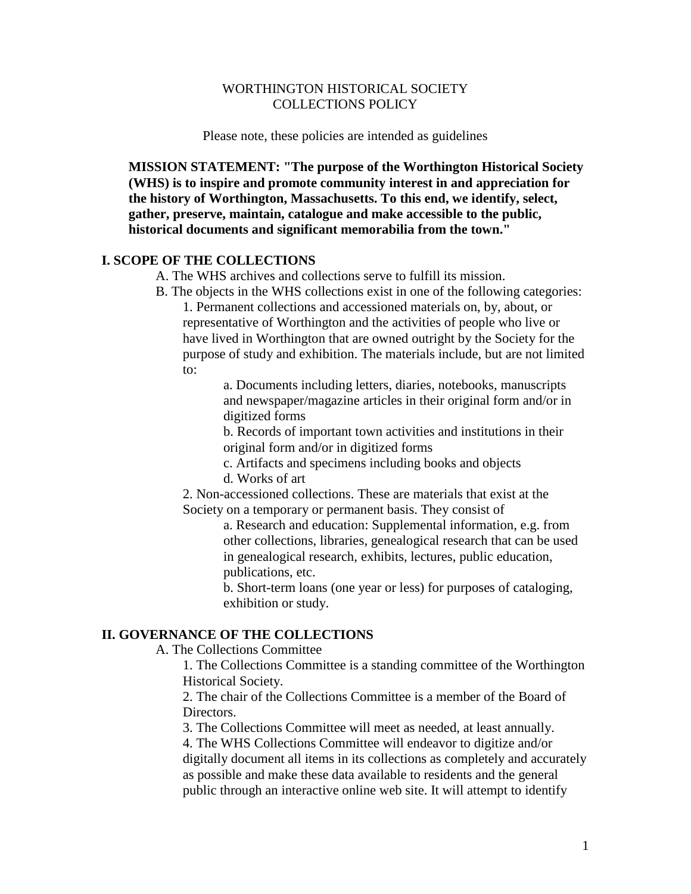# WORTHINGTON HISTORICAL SOCIETY
# COLLECTIONS POLICY

Please note, these policies are intended as guidelines

**MISSION STATEMENT: "The purpose of the Worthington Historical Society (WHS) is to inspire and promote community interest in and appreciation for the history of Worthington, Massachusetts. To this end, we identify, select, gather, preserve, maintain, catalogue and make accessible to the public, historical documents and significant memorabilia from the town."**

## I. SCOPE OF THE COLLECTIONS

A. The WHS archives and collections serve to fulfill its mission.

B. The objects in the WHS collections exist in one of the following categories:

1. Permanent collections and accessioned materials on, by, about, or representative of Worthington and the activities of people who live or have lived in Worthington that are owned outright by the Society for the purpose of study and exhibition. The materials include, but are not limited to:

    a. Documents including letters, diaries, notebooks, manuscripts and newspaper/magazine articles in their original form and/or in digitized forms

    b. Records of important town activities and institutions in their original form and/or in digitized forms

    c. Artifacts and specimens including books and objects

    d. Works of art

2. Non-accessioned collections. These are materials that exist at the Society on a temporary or permanent basis. They consist of

    a. Research and education: Supplemental information, e.g. from other collections, libraries, genealogical research that can be used in genealogical research, exhibits, lectures, public education, publications, etc.

    b. Short-term loans (one year or less) for purposes of cataloging, exhibition or study.

## II. GOVERNANCE OF THE COLLECTIONS

A. The Collections Committee

1. The Collections Committee is a standing committee of the Worthington Historical Society.
2. The chair of the Collections Committee is a member of the Board of Directors.
3. The Collections Committee will meet as needed, at least annually.
4. The WHS Collections Committee will endeavor to digitize and/or digitally document all items in its collections as completely and accurately as possible and make these data available to residents and the general public through an interactive online web site. It will attempt to identify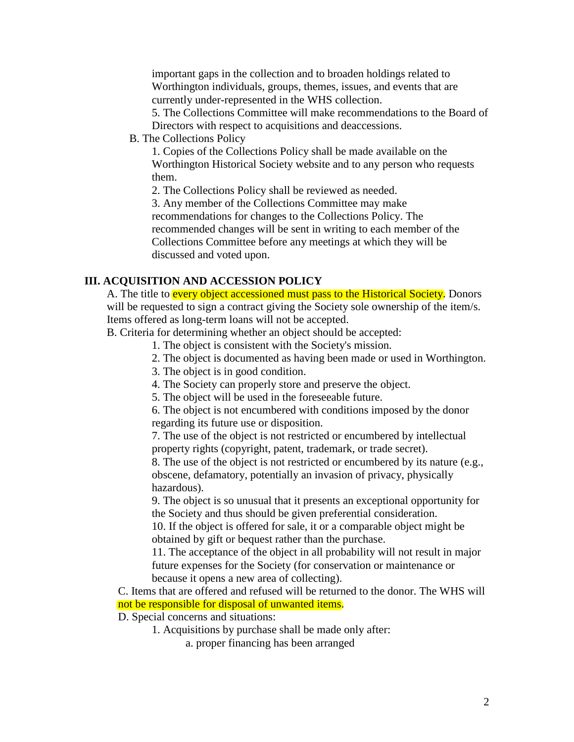important gaps in the collection and to broaden holdings related to Worthington individuals, groups, themes, issues, and events that are currently under-represented in the WHS collection.

5. The Collections Committee will make recommendations to the Board of Directors with respect to acquisitions and deaccessions.

B. The Collections Policy

1. Copies of the Collections Policy shall be made available on the Worthington Historical Society website and to any person who requests them.

2. The Collections Policy shall be reviewed as needed.

3. Any member of the Collections Committee may make recommendations for changes to the Collections Policy. The recommended changes will be sent in writing to each member of the Collections Committee before any meetings at which they will be discussed and voted upon.

## III. ACQUISITION AND ACCESSION POLICY

A. The title to every object accessioned must pass to the Historical Society. Donors will be requested to sign a contract giving the Society sole ownership of the item/s. Items offered as long-term loans will not be accepted.

B. Criteria for determining whether an object should be accepted:

1. The object is consistent with the Society's mission.
2. The object is documented as having been made or used in Worthington.
3. The object is in good condition.
4. The Society can properly store and preserve the object.
5. The object will be used in the foreseeable future.
6. The object is not encumbered with conditions imposed by the donor regarding its future use or disposition.
7. The use of the object is not restricted or encumbered by intellectual property rights (copyright, patent, trademark, or trade secret).
8. The use of the object is not restricted or encumbered by its nature (e.g., obscene, defamatory, potentially an invasion of privacy, physically hazardous).
9. The object is so unusual that it presents an exceptional opportunity for the Society and thus should be given preferential consideration.
10. If the object is offered for sale, it or a comparable object might be obtained by gift or bequest rather than the purchase.
11. The acceptance of the object in all probability will not result in major future expenses for the Society (for conservation or maintenance or because it opens a new area of collecting).

C. Items that are offered and refused will be returned to the donor. The WHS will not be responsible for disposal of unwanted items.

D. Special concerns and situations:

1. Acquisitions by purchase shall be made only after:
    a. proper financing has been arranged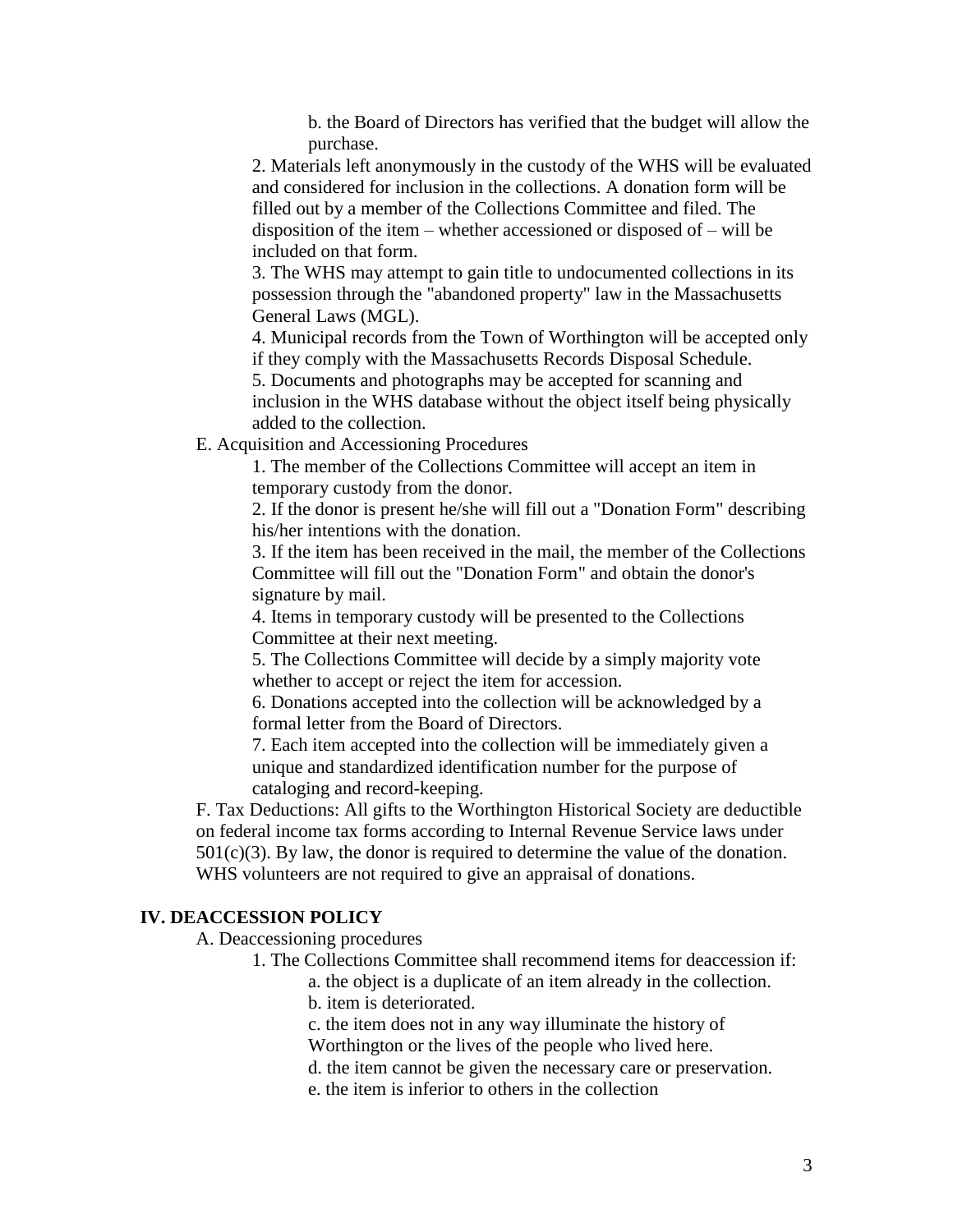b. the Board of Directors has verified that the budget will allow the purchase.

2. Materials left anonymously in the custody of the WHS will be evaluated and considered for inclusion in the collections. A donation form will be filled out by a member of the Collections Committee and filed. The disposition of the item – whether accessioned or disposed of – will be included on that form.

3. The WHS may attempt to gain title to undocumented collections in its possession through the "abandoned property" law in the Massachusetts General Laws (MGL).

4. Municipal records from the Town of Worthington will be accepted only if they comply with the Massachusetts Records Disposal Schedule.

5. Documents and photographs may be accepted for scanning and inclusion in the WHS database without the object itself being physically added to the collection.

E. Acquisition and Accessioning Procedures

1. The member of the Collections Committee will accept an item in temporary custody from the donor.

2. If the donor is present he/she will fill out a "Donation Form" describing his/her intentions with the donation.

3. If the item has been received in the mail, the member of the Collections Committee will fill out the "Donation Form" and obtain the donor's signature by mail.

4. Items in temporary custody will be presented to the Collections Committee at their next meeting.

5. The Collections Committee will decide by a simply majority vote whether to accept or reject the item for accession.

6. Donations accepted into the collection will be acknowledged by a formal letter from the Board of Directors.

7. Each item accepted into the collection will be immediately given a unique and standardized identification number for the purpose of cataloging and record-keeping.

F. Tax Deductions: All gifts to the Worthington Historical Society are deductible on federal income tax forms according to Internal Revenue Service laws under 501(c)(3). By law, the donor is required to determine the value of the donation. WHS volunteers are not required to give an appraisal of donations.

## IV. DEACCESSION POLICY

A. Deaccessioning procedures

1. The Collections Committee shall recommend items for deaccession if:

a. the object is a duplicate of an item already in the collection.

b. item is deteriorated.

c. the item does not in any way illuminate the history of Worthington or the lives of the people who lived here.

d. the item cannot be given the necessary care or preservation.

e. the item is inferior to others in the collection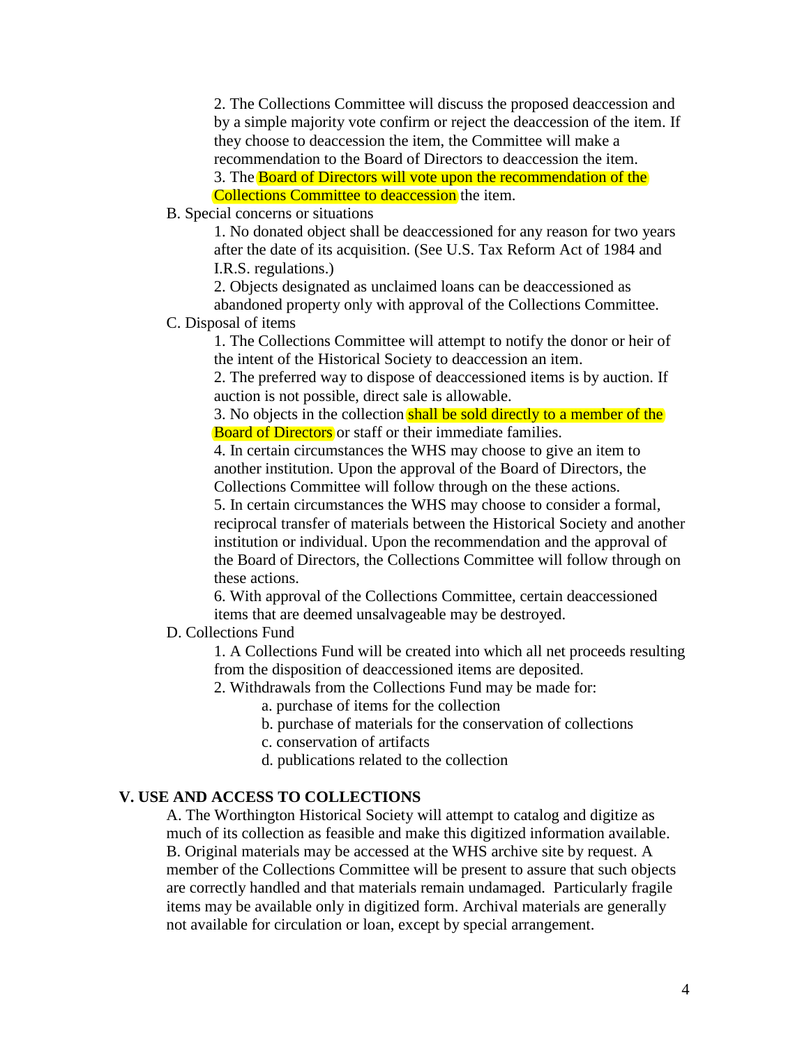2. The Collections Committee will discuss the proposed deaccession and by a simple majority vote confirm or reject the deaccession of the item. If they choose to deaccession the item, the Committee will make a recommendation to the Board of Directors to deaccession the item.

3. The Board of Directors will vote upon the recommendation of the Collections Committee to deaccession the item.

B. Special concerns or situations

1. No donated object shall be deaccessioned for any reason for two years after the date of its acquisition. (See U.S. Tax Reform Act of 1984 and I.R.S. regulations.)

2. Objects designated as unclaimed loans can be deaccessioned as abandoned property only with approval of the Collections Committee.

C. Disposal of items

1. The Collections Committee will attempt to notify the donor or heir of the intent of the Historical Society to deaccession an item.

2. The preferred way to dispose of deaccessioned items is by auction. If auction is not possible, direct sale is allowable.

3. No objects in the collection shall be sold directly to a member of the Board of Directors or staff or their immediate families.

4. In certain circumstances the WHS may choose to give an item to another institution. Upon the approval of the Board of Directors, the Collections Committee will follow through on the these actions.

5. In certain circumstances the WHS may choose to consider a formal, reciprocal transfer of materials between the Historical Society and another institution or individual. Upon the recommendation and the approval of the Board of Directors, the Collections Committee will follow through on these actions.

6. With approval of the Collections Committee, certain deaccessioned items that are deemed unsalvageable may be destroyed.

D. Collections Fund

1. A Collections Fund will be created into which all net proceeds resulting from the disposition of deaccessioned items are deposited.

2. Withdrawals from the Collections Fund may be made for:

a. purchase of items for the collection
b. purchase of materials for the conservation of collections
c. conservation of artifacts
d. publications related to the collection

## V. USE AND ACCESS TO COLLECTIONS

A. The Worthington Historical Society will attempt to catalog and digitize as much of its collection as feasible and make this digitized information available.

B. Original materials may be accessed at the WHS archive site by request. A member of the Collections Committee will be present to assure that such objects are correctly handled and that materials remain undamaged. Particularly fragile items may be available only in digitized form. Archival materials are generally not available for circulation or loan, except by special arrangement.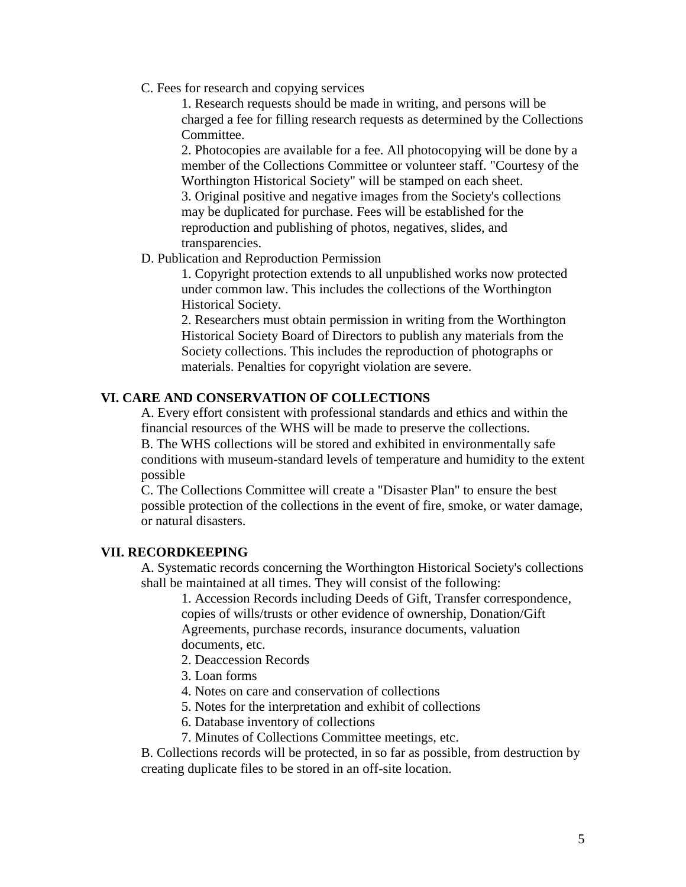C. Fees for research and copying services

1. Research requests should be made in writing, and persons will be charged a fee for filling research requests as determined by the Collections Committee.
2. Photocopies are available for a fee. All photocopying will be done by a member of the Collections Committee or volunteer staff. "Courtesy of the Worthington Historical Society" will be stamped on each sheet.
3. Original positive and negative images from the Society's collections may be duplicated for purchase. Fees will be established for the reproduction and publishing of photos, negatives, slides, and transparencies.

D. Publication and Reproduction Permission

1. Copyright protection extends to all unpublished works now protected under common law. This includes the collections of the Worthington Historical Society.
2. Researchers must obtain permission in writing from the Worthington Historical Society Board of Directors to publish any materials from the Society collections. This includes the reproduction of photographs or materials. Penalties for copyright violation are severe.

## VI. CARE AND CONSERVATION OF COLLECTIONS

A. Every effort consistent with professional standards and ethics and within the financial resources of the WHS will be made to preserve the collections.

B. The WHS collections will be stored and exhibited in environmentally safe conditions with museum-standard levels of temperature and humidity to the extent possible

C. The Collections Committee will create a "Disaster Plan" to ensure the best possible protection of the collections in the event of fire, smoke, or water damage, or natural disasters.

## VII. RECORDKEEPING

A. Systematic records concerning the Worthington Historical Society's collections shall be maintained at all times. They will consist of the following:

1. Accession Records including Deeds of Gift, Transfer correspondence, copies of wills/trusts or other evidence of ownership, Donation/Gift Agreements, purchase records, insurance documents, valuation documents, etc.
2. Deaccession Records
3. Loan forms
4. Notes on care and conservation of collections
5. Notes for the interpretation and exhibit of collections
6. Database inventory of collections
7. Minutes of Collections Committee meetings, etc.

B. Collections records will be protected, in so far as possible, from destruction by creating duplicate files to be stored in an off-site location.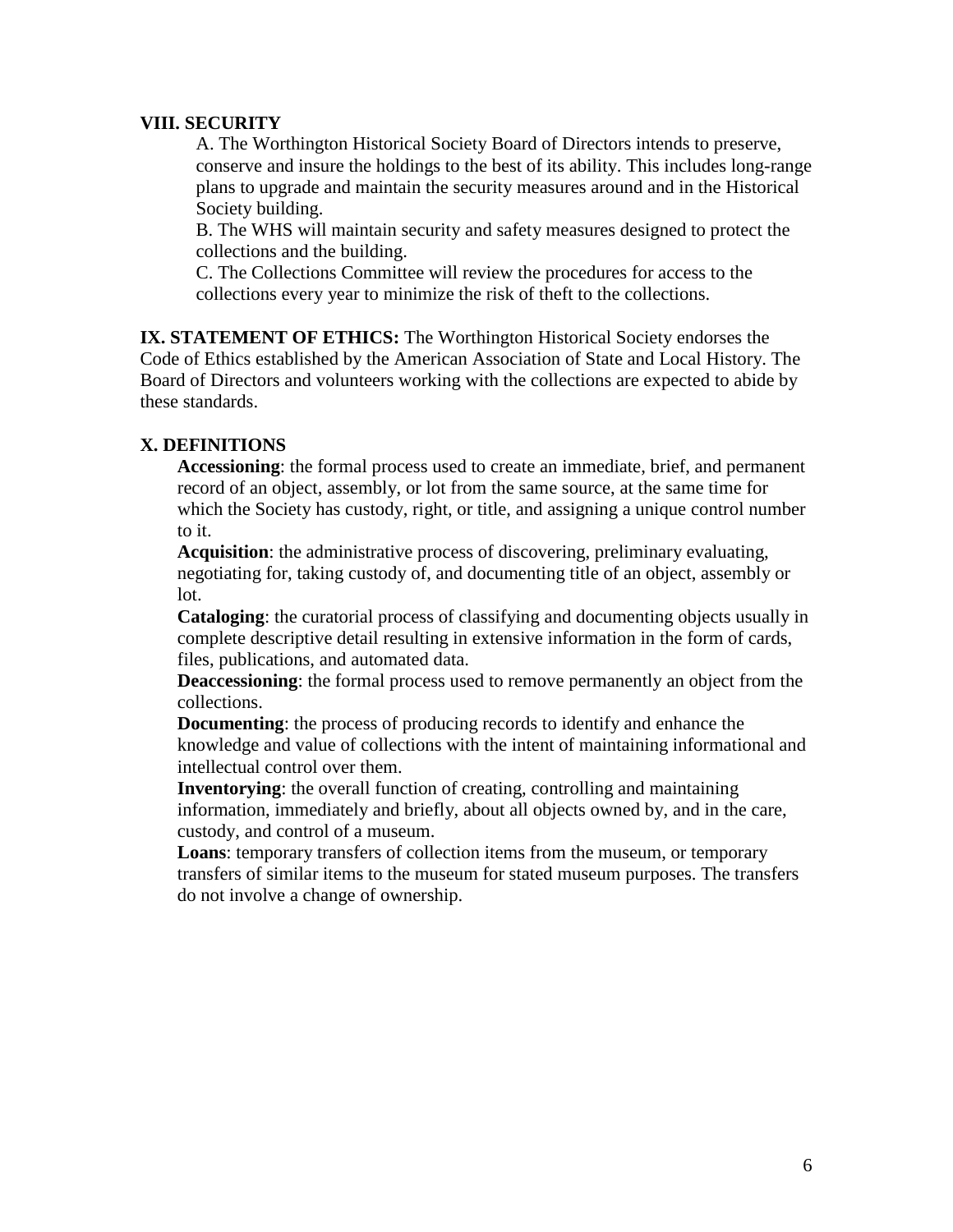**VIII. SECURITY**

A. The Worthington Historical Society Board of Directors intends to preserve, conserve and insure the holdings to the best of its ability. This includes long-range plans to upgrade and maintain the security measures around and in the Historical Society building.

B. The WHS will maintain security and safety measures designed to protect the collections and the building.

C. The Collections Committee will review the procedures for access to the collections every year to minimize the risk of theft to the collections.

**IX. STATEMENT OF ETHICS:** The Worthington Historical Society endorses the Code of Ethics established by the American Association of State and Local History. The Board of Directors and volunteers working with the collections are expected to abide by these standards.

**X. DEFINITIONS**

**Accessioning**: the formal process used to create an immediate, brief, and permanent record of an object, assembly, or lot from the same source, at the same time for which the Society has custody, right, or title, and assigning a unique control number to it.

**Acquisition**: the administrative process of discovering, preliminary evaluating, negotiating for, taking custody of, and documenting title of an object, assembly or lot.

**Cataloging**: the curatorial process of classifying and documenting objects usually in complete descriptive detail resulting in extensive information in the form of cards, files, publications, and automated data.

**Deaccessioning**: the formal process used to remove permanently an object from the collections.

**Documenting**: the process of producing records to identify and enhance the knowledge and value of collections with the intent of maintaining informational and intellectual control over them.

**Inventorying**: the overall function of creating, controlling and maintaining information, immediately and briefly, about all objects owned by, and in the care, custody, and control of a museum.

**Loans**: temporary transfers of collection items from the museum, or temporary transfers of similar items to the museum for stated museum purposes. The transfers do not involve a change of ownership.